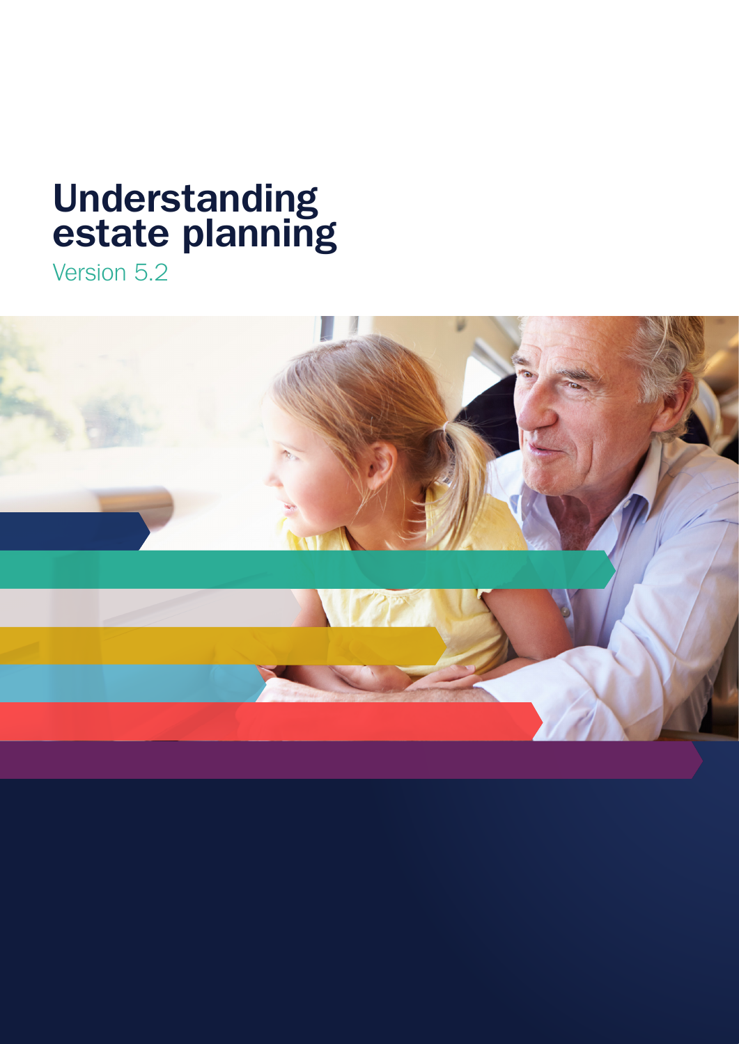# Understanding estate planning

Version 5.2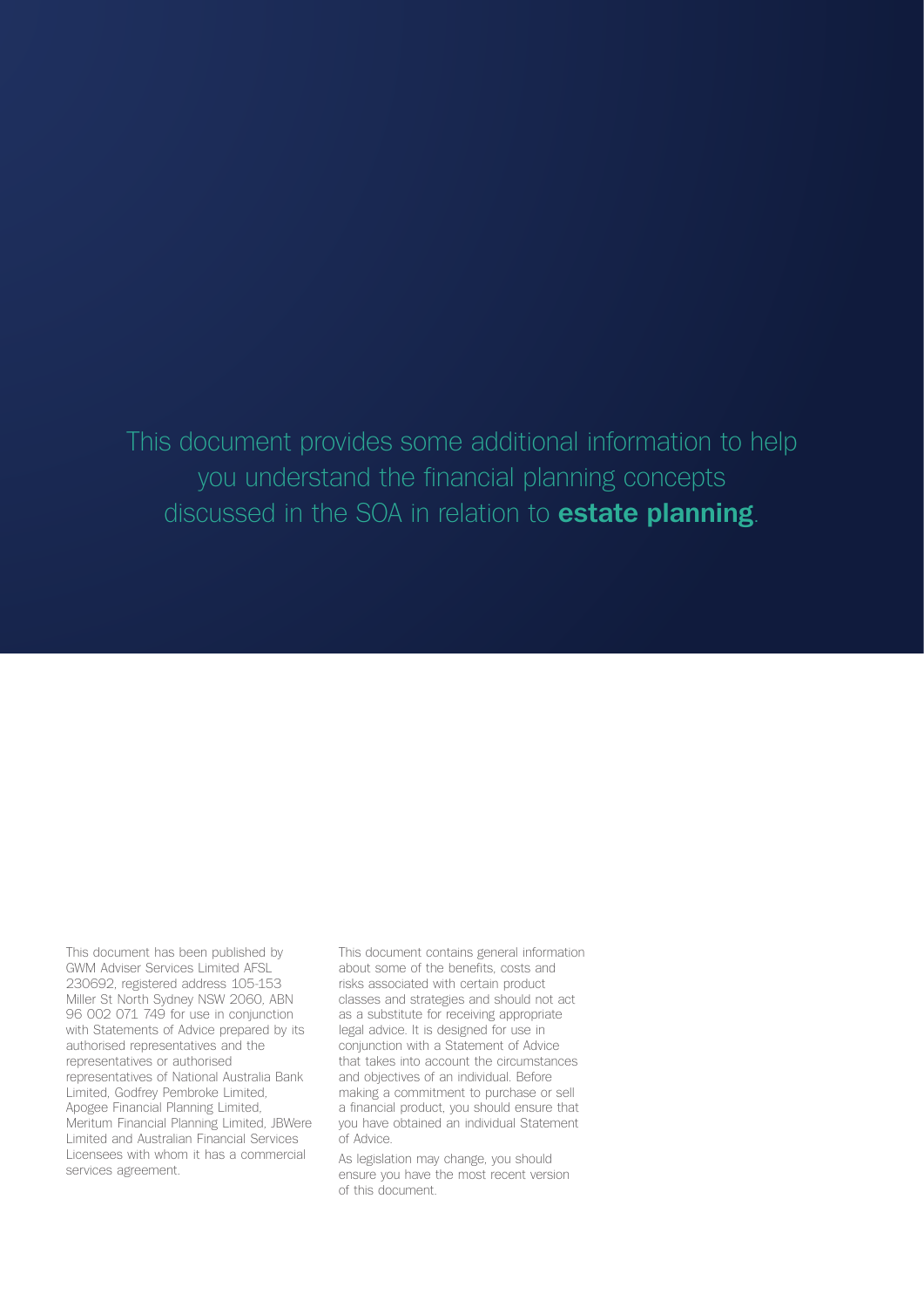This document provides some additional information to help you understand the financial planning concepts discussed in the SOA in relation to **estate planning**.

This document has been published by GWM Adviser Services Limited AFSL 230692, registered address 105-153 Miller St North Sydney NSW 2060, ABN 96 002 071 749 for use in conjunction with Statements of Advice prepared by its authorised representatives and the representatives or authorised representatives of National Australia Bank Limited, Godfrey Pembroke Limited, Apogee Financial Planning Limited, Meritum Financial Planning Limited, JBWere Limited and Australian Financial Services Licensees with whom it has a commercial services agreement.

This document contains general information about some of the benefits, costs and risks associated with certain product classes and strategies and should not act as a substitute for receiving appropriate legal advice. It is designed for use in conjunction with a Statement of Advice that takes into account the circumstances and objectives of an individual. Before making a commitment to purchase or sell a financial product, you should ensure that you have obtained an individual Statement of Advice.

As legislation may change, you should ensure you have the most recent version of this document.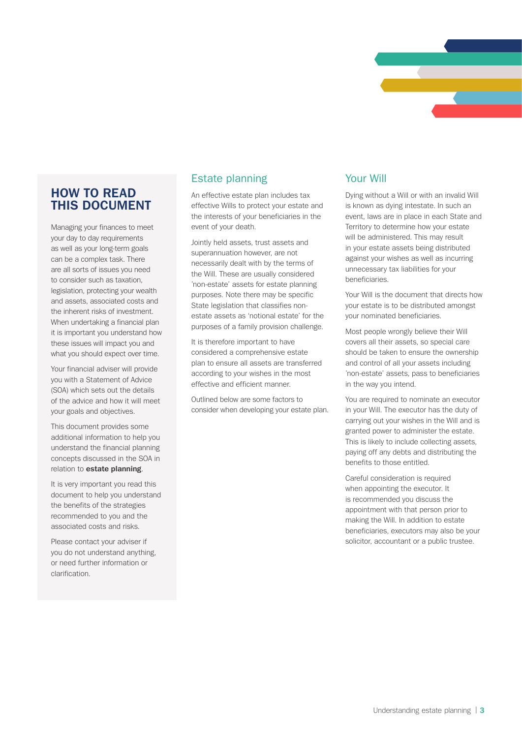## HOW TO READ THIS DOCUMENT

Managing your finances to meet your day to day requirements as well as your long-term goals can be a complex task. There are all sorts of issues you need to consider such as taxation, legislation, protecting your wealth and assets, associated costs and the inherent risks of investment. When undertaking a financial plan it is important you understand how these issues will impact you and what you should expect over time.

Your financial adviser will provide you with a Statement of Advice (SOA) which sets out the details of the advice and how it will meet your goals and objectives.

This document provides some additional information to help you understand the financial planning concepts discussed in the SOA in relation to **estate planning**.

It is very important you read this document to help you understand the benefits of the strategies recommended to you and the associated costs and risks.

Please contact your adviser if you do not understand anything, or need further information or clarification.

## Estate planning

An effective estate plan includes tax effective Wills to protect your estate and the interests of your beneficiaries in the event of your death.

Jointly held assets, trust assets and superannuation however, are not necessarily dealt with by the terms of the Will. These are usually considered 'non-estate' assets for estate planning purposes. Note there may be specific State legislation that classifies non-estate assets as 'notional estate' for the purposes of a family provision challenge.

It is therefore important to have considered a comprehensive estate plan to ensure all assets are transferred according to your wishes in the most effective and efficient manner.

Outlined below are some factors to consider when developing your estate plan.

## Your Will

Dying without a Will or with an invalid Will is known as dying intestate. In such an event, laws are in place in each State and Territory to determine how your estate will be administered. This may result in your estate assets being distributed against your wishes as well as incurring unnecessary tax liabilities for your beneficiaries.

Your Will is the document that directs how your estate is to be distributed amongst your nominated beneficiaries.

Most people wrongly believe their Will covers all their assets, so special care should be taken to ensure the ownership and control of all your assets including 'non-estate' assets, pass to beneficiaries in the way you intend.

You are required to nominate an executor in your Will. The executor has the duty of carrying out your wishes in the Will and is granted power to administer the estate. This is likely to include collecting assets, paying off any debts and distributing the benefits to those entitled.

Careful consideration is required when appointing the executor. It is recommended you discuss the appointment with that person prior to making the Will. In addition to estate beneficiaries, executors may also be your solicitor, accountant or a public trustee.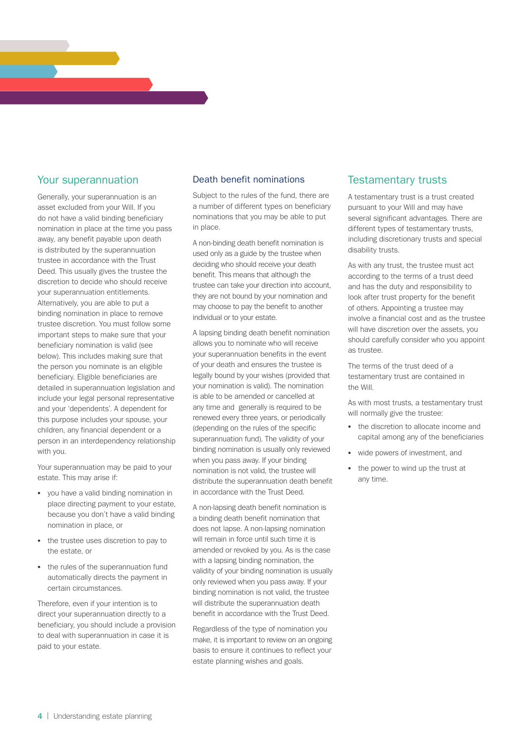## Your superannuation

Generally, your superannuation is an asset excluded from your Will. If you do not have a valid binding beneficiary nomination in place at the time you pass away, any benefit payable upon death is distributed by the superannuation trustee in accordance with the Trust Deed. This usually gives the trustee the discretion to decide who should receive your superannuation entitlements. Alternatively, you are able to put a binding nomination in place to remove trustee discretion. You must follow some important steps to make sure that your beneficiary nomination is valid (see below). This includes making sure that the person you nominate is an eligible beneficiary. Eligible beneficiaries are detailed in superannuation legislation and include your legal personal representative and your 'dependents'. A dependent for this purpose includes your spouse, your children, any financial dependent or a person in an interdependency relationship with you.

Your superannuation may be paid to your estate. This may arise if:

- you have a valid binding nomination in place directing payment to your estate, because you don't have a valid binding nomination in place, or
- the trustee uses discretion to pay to the estate, or
- the rules of the superannuation fund automatically directs the payment in certain circumstances.

Therefore, even if your intention is to direct your superannuation directly to a beneficiary, you should include a provision to deal with superannuation in case it is paid to your estate.

### Death benefit nominations

Subject to the rules of the fund, there are a number of different types on beneficiary nominations that you may be able to put in place.

A non-binding death benefit nomination is used only as a guide by the trustee when deciding who should receive your death benefit. This means that although the trustee can take your direction into account, they are not bound by your nomination and may choose to pay the benefit to another individual or to your estate.

A lapsing binding death benefit nomination allows you to nominate who will receive your superannuation benefits in the event of your death and ensures the trustee is legally bound by your wishes (provided that your nomination is valid). The nomination is able to be amended or cancelled at any time and generally is required to be renewed every three years, or periodically (depending on the rules of the specific superannuation fund). The validity of your binding nomination is usually only reviewed when you pass away. If your binding nomination is not valid, the trustee will distribute the superannuation death benefit in accordance with the Trust Deed.

A non-lapsing death benefit nomination is a binding death benefit nomination that does not lapse. A non-lapsing nomination will remain in force until such time it is amended or revoked by you. As is the case with a lapsing binding nomination, the validity of your binding nomination is usually only reviewed when you pass away. If your binding nomination is not valid, the trustee will distribute the superannuation death benefit in accordance with the Trust Deed.

Regardless of the type of nomination you make, it is important to review on an ongoing basis to ensure it continues to reflect your estate planning wishes and goals.

## Testamentary trusts

A testamentary trust is a trust created pursuant to your Will and may have several significant advantages. There are different types of testamentary trusts, including discretionary trusts and special disability trusts.

As with any trust, the trustee must act according to the terms of a trust deed and has the duty and responsibility to look after trust property for the benefit of others. Appointing a trustee may involve a financial cost and as the trustee will have discretion over the assets, you should carefully consider who you appoint as trustee.

The terms of the trust deed of a testamentary trust are contained in the Will.

As with most trusts, a testamentary trust will normally give the trustee:

- the discretion to allocate income and capital among any of the beneficiaries
- wide powers of investment, and
- the power to wind up the trust at any time.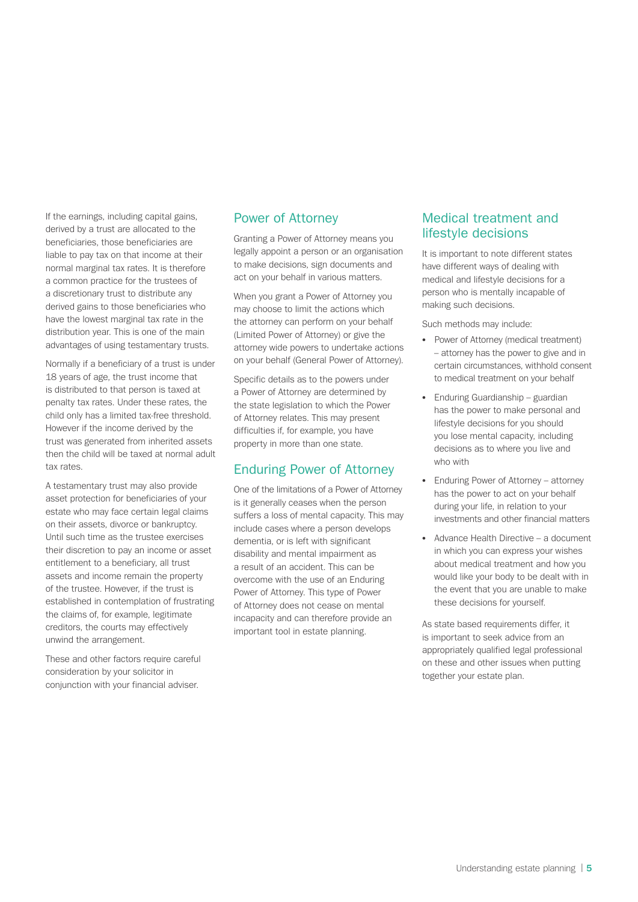If the earnings, including capital gains, derived by a trust are allocated to the beneficiaries, those beneficiaries are liable to pay tax on that income at their normal marginal tax rates. It is therefore a common practice for the trustees of a discretionary trust to distribute any derived gains to those beneficiaries who have the lowest marginal tax rate in the distribution year. This is one of the main advantages of using testamentary trusts.

Normally if a beneficiary of a trust is under 18 years of age, the trust income that is distributed to that person is taxed at penalty tax rates. Under these rates, the child only has a limited tax-free threshold. However if the income derived by the trust was generated from inherited assets then the child will be taxed at normal adult tax rates.

A testamentary trust may also provide asset protection for beneficiaries of your estate who may face certain legal claims on their assets, divorce or bankruptcy. Until such time as the trustee exercises their discretion to pay an income or asset entitlement to a beneficiary, all trust assets and income remain the property of the trustee. However, if the trust is established in contemplation of frustrating the claims of, for example, legitimate creditors, the courts may effectively unwind the arrangement.

These and other factors require careful consideration by your solicitor in conjunction with your financial adviser.

## Power of Attorney

Granting a Power of Attorney means you legally appoint a person or an organisation to make decisions, sign documents and act on your behalf in various matters.

When you grant a Power of Attorney you may choose to limit the actions which the attorney can perform on your behalf (Limited Power of Attorney) or give the attorney wide powers to undertake actions on your behalf (General Power of Attorney).

Specific details as to the powers under a Power of Attorney are determined by the state legislation to which the Power of Attorney relates. This may present difficulties if, for example, you have property in more than one state.

## Enduring Power of Attorney

One of the limitations of a Power of Attorney is it generally ceases when the person suffers a loss of mental capacity. This may include cases where a person develops dementia, or is left with significant disability and mental impairment as a result of an accident. This can be overcome with the use of an Enduring Power of Attorney. This type of Power of Attorney does not cease on mental incapacity and can therefore provide an important tool in estate planning.

## Medical treatment and lifestyle decisions

It is important to note different states have different ways of dealing with medical and lifestyle decisions for a person who is mentally incapable of making such decisions.

Such methods may include:

- Power of Attorney (medical treatment) – attorney has the power to give and in certain circumstances, withhold consent to medical treatment on your behalf
- Enduring Guardianship – guardian has the power to make personal and lifestyle decisions for you should you lose mental capacity, including decisions as to where you live and who with
- Enduring Power of Attorney – attorney has the power to act on your behalf during your life, in relation to your investments and other financial matters
- Advance Health Directive – a document in which you can express your wishes about medical treatment and how you would like your body to be dealt with in the event that you are unable to make these decisions for yourself.

As state based requirements differ, it is important to seek advice from an appropriately qualified legal professional on these and other issues when putting together your estate plan.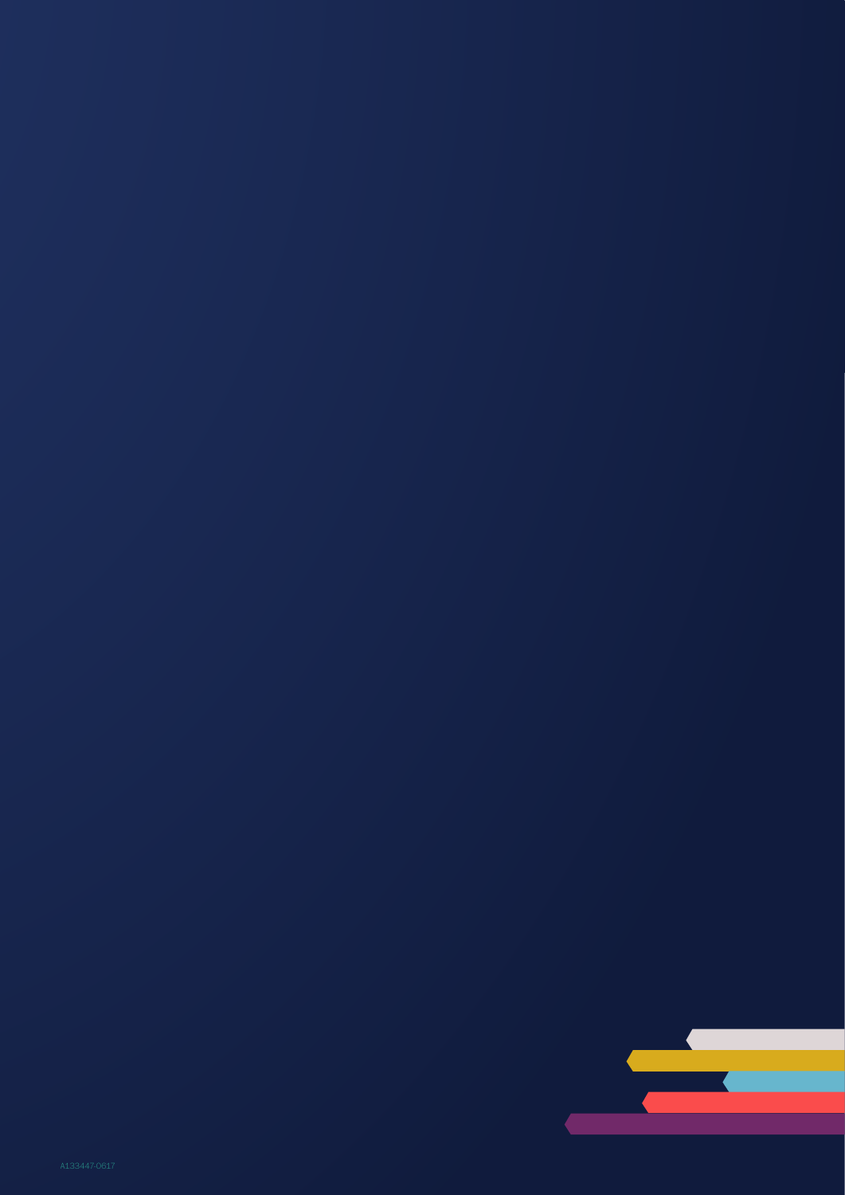A133447-0617